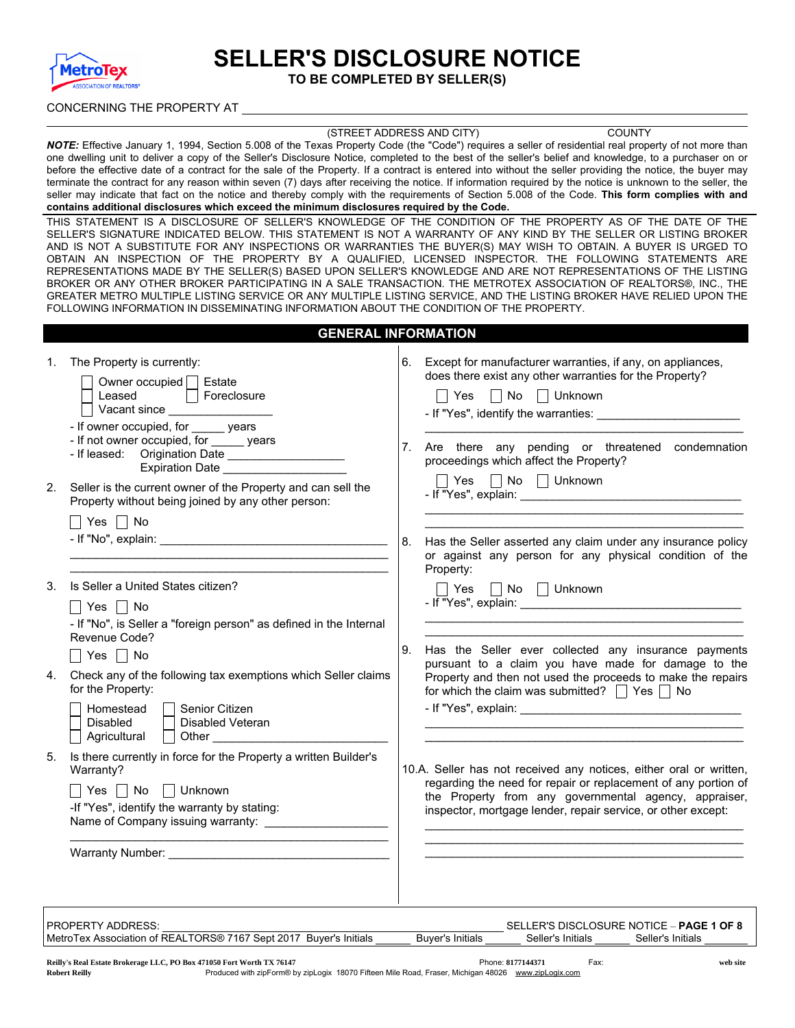# SELLER'S DISCLOSURE NOTICE

**TO BE COMPLETED BY SELLER(S)**

CONCERNING THE PROPERTY AT ______________________________________________

(STREET ADDRESS AND CITY) COUNTY

***NOTE:*** Effective January 1, 1994, Section 5.008 of the Texas Property Code (the "Code") requires a seller of residential real property of not more than one dwelling unit to deliver a copy of the Seller's Disclosure Notice, completed to the best of the seller's belief and knowledge, to a purchaser on or before the effective date of a contract for the sale of the Property. If a contract is entered into without the seller providing the notice, the buyer may terminate the contract for any reason within seven (7) days after receiving the notice. If information required by the notice is unknown to the seller, the seller may indicate that fact on the notice and thereby comply with the requirements of Section 5.008 of the Code. **This form complies with and contains additional disclosures which exceed the minimum disclosures required by the Code.**

THIS STATEMENT IS A DISCLOSURE OF SELLER'S KNOWLEDGE OF THE CONDITION OF THE PROPERTY AS OF THE DATE OF THE SELLER'S SIGNATURE INDICATED BELOW. THIS STATEMENT IS NOT A WARRANTY OF ANY KIND BY THE SELLER OR LISTING BROKER AND IS NOT A SUBSTITUTE FOR ANY INSPECTIONS OR WARRANTIES THE BUYER(S) MAY WISH TO OBTAIN. A BUYER IS URGED TO OBTAIN AN INSPECTION OF THE PROPERTY BY A QUALIFIED, LICENSED INSPECTOR. THE FOLLOWING STATEMENTS ARE REPRESENTATIONS MADE BY THE SELLER(S) BASED UPON SELLER'S KNOWLEDGE AND ARE NOT REPRESENTATIONS OF THE LISTING BROKER OR ANY OTHER BROKER PARTICIPATING IN A SALE TRANSACTION. THE METROTEX ASSOCIATION OF REALTORS®, INC., THE GREATER METRO MULTIPLE LISTING SERVICE OR ANY MULTIPLE LISTING SERVICE, AND THE LISTING BROKER HAVE RELIED UPON THE FOLLOWING INFORMATION IN DISSEMINATING INFORMATION ABOUT THE CONDITION OF THE PROPERTY.

## GENERAL INFORMATION

1. The Property is currently:

   ☐ Owner occupied ☐ Estate
   ☐ Leased ☐ Foreclosure
   ☐ Vacant since ________________

   - If owner occupied, for _____ years
   - If not owner occupied, for _____ years
   - If leased: Origination Date __________________
     Expiration Date ___________________

2. Seller is the current owner of the Property and can sell the Property without being joined by any other person:

   ☐ Yes ☐ No

   - If "No", explain: ___________________________________

3. Is Seller a United States citizen?

   ☐ Yes ☐ No

   - If "No", is Seller a "foreign person" as defined in the Internal Revenue Code?

   ☐ Yes ☐ No

4. Check any of the following tax exemptions which Seller claims for the Property:

   ☐ Homestead ☐ Senior Citizen
   ☐ Disabled ☐ Disabled Veteran
   ☐ Agricultural ☐ Other ___________________________

5. Is there currently in force for the Property a written Builder's Warranty?

   ☐ Yes ☐ No ☐ Unknown

   -If "Yes", identify the warranty by stating:
   Name of Company issuing warranty: __________________

   Warranty Number: _________________________________

6. Except for manufacturer warranties, if any, on appliances, does there exist any other warranties for the Property?

   ☐ Yes ☐ No ☐ Unknown

   - If "Yes", identify the warranties: ______________________

7. Are there any pending or threatened condemnation proceedings which affect the Property?

   ☐ Yes ☐ No ☐ Unknown

   - If "Yes", explain: __________________________________

8. Has the Seller asserted any claim under any insurance policy or against any person for any physical condition of the Property:

   ☐ Yes ☐ No ☐ Unknown

   - If "Yes", explain: __________________________________

9. Has the Seller ever collected any insurance payments pursuant to a claim you have made for damage to the Property and then not used the proceeds to make the repairs for which the claim was submitted? ☐ Yes ☐ No

   - If "Yes", explain: __________________________________

10.A. Seller has not received any notices, either oral or written, regarding the need for repair or replacement of any portion of the Property from any governmental agency, appraiser, inspector, mortgage lender, repair service, or other except:

   ___________________________________________________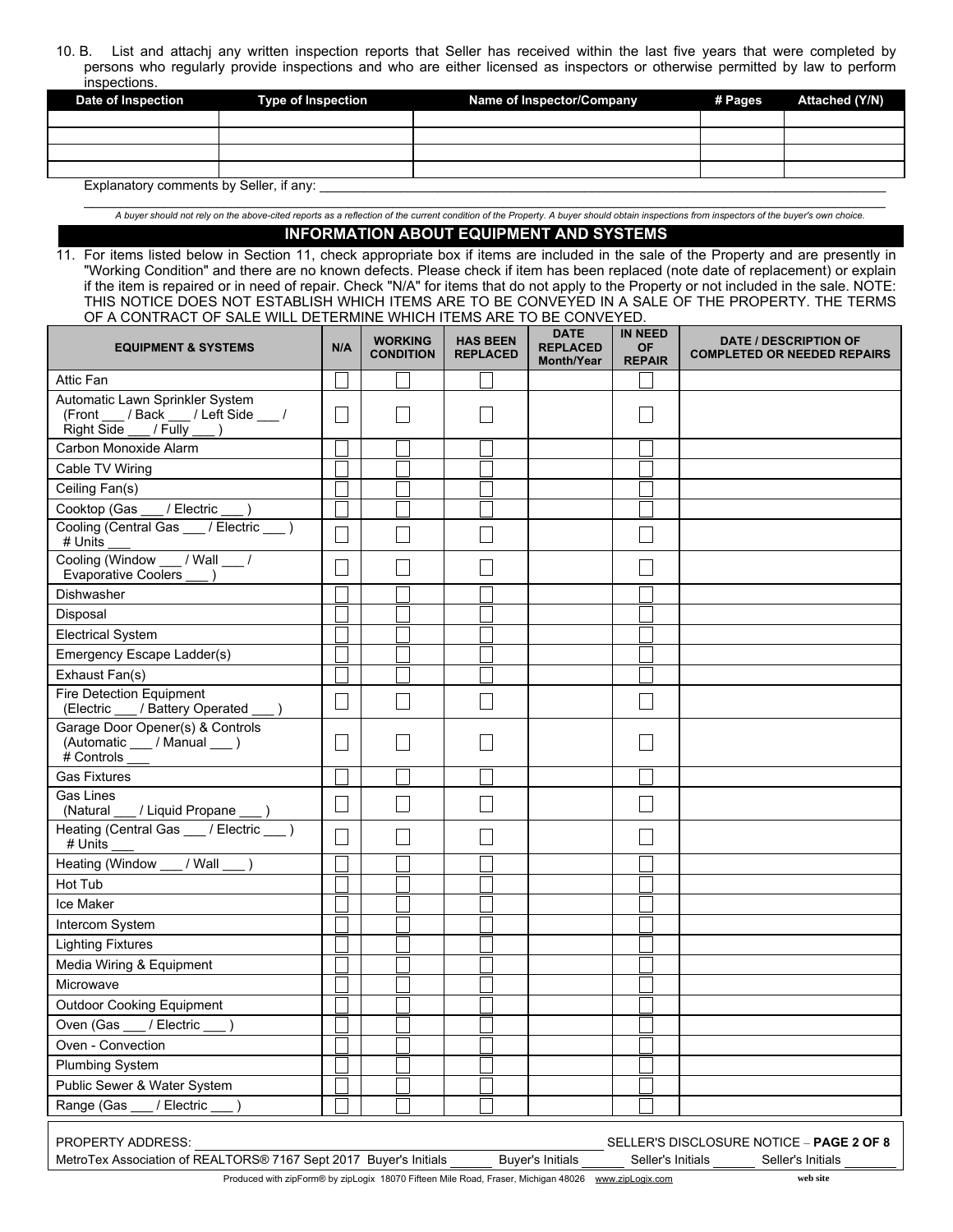10. B. List and attachj any written inspection reports that Seller has received within the last five years that were completed by persons who regularly provide inspections and who are either licensed as inspectors or otherwise permitted by law to perform inspections.

| Date of Inspection | Type of Inspection | Name of Inspector/Company | # Pages | Attached (Y/N) |
|---|---|---|---|---|
| | | | | |
| | | | | |
| | | | | |
| | | | | |

Explanatory comments by Seller, if any: ___________________________________________________________________________

___________________________________________________________________________

*A buyer should not rely on the above-cited reports as a reflection of the current condition of the Property. A buyer should obtain inspections from inspectors of the buyer's own choice.*

## INFORMATION ABOUT EQUIPMENT AND SYSTEMS

11. For items listed below in Section 11, check appropriate box if items are included in the sale of the Property and are presently in "Working Condition" and there are no known defects. Please check if item has been replaced (note date of replacement) or explain if the item is repaired or in need of repair. Check "N/A" for items that do not apply to the Property or not included in the sale. NOTE: THIS NOTICE DOES NOT ESTABLISH WHICH ITEMS ARE TO BE CONVEYED IN A SALE OF THE PROPERTY. THE TERMS OF A CONTRACT OF SALE WILL DETERMINE WHICH ITEMS ARE TO BE CONVEYED.

| EQUIPMENT & SYSTEMS | N/A | WORKING CONDITION | HAS BEEN REPLACED | DATE REPLACED Month/Year | IN NEED OF REPAIR | DATE / DESCRIPTION OF COMPLETED OR NEEDED REPAIRS |
|---|---|---|---|---|---|---|
| Attic Fan | ☐ | ☐ | ☐ | | ☐ | |
| Automatic Lawn Sprinkler System (Front ___ / Back ___ / Left Side ___ / Right Side ___ / Fully ___ ) | ☐ | ☐ | ☐ | | ☐ | |
| Carbon Monoxide Alarm | ☐ | ☐ | ☐ | | ☐ | |
| Cable TV Wiring | ☐ | ☐ | ☐ | | ☐ | |
| Ceiling Fan(s) | ☐ | ☐ | ☐ | | ☐ | |
| Cooktop (Gas ___ / Electric ___ ) | ☐ | ☐ | ☐ | | ☐ | |
| Cooling (Central Gas ___ / Electric ___ ) # Units ___ | ☐ | ☐ | ☐ | | ☐ | |
| Cooling (Window ___ / Wall ___ / Evaporative Coolers ___ ) | ☐ | ☐ | ☐ | | ☐ | |
| Dishwasher | ☐ | ☐ | ☐ | | ☐ | |
| Disposal | ☐ | ☐ | ☐ | | ☐ | |
| Electrical System | ☐ | ☐ | ☐ | | ☐ | |
| Emergency Escape Ladder(s) | ☐ | ☐ | ☐ | | ☐ | |
| Exhaust Fan(s) | ☐ | ☐ | ☐ | | ☐ | |
| Fire Detection Equipment (Electric ___ / Battery Operated ___ ) | ☐ | ☐ | ☐ | | ☐ | |
| Garage Door Opener(s) & Controls (Automatic ___ / Manual ___ ) # Controls ___ | ☐ | ☐ | ☐ | | ☐ | |
| Gas Fixtures | ☐ | ☐ | ☐ | | ☐ | |
| Gas Lines (Natural ___ / Liquid Propane ___ ) | ☐ | ☐ | ☐ | | ☐ | |
| Heating (Central Gas ___ / Electric ___ ) # Units ___ | ☐ | ☐ | ☐ | | ☐ | |
| Heating (Window ___ / Wall ___ ) | ☐ | ☐ | ☐ | | ☐ | |
| Hot Tub | ☐ | ☐ | ☐ | | ☐ | |
| Ice Maker | ☐ | ☐ | ☐ | | ☐ | |
| Intercom System | ☐ | ☐ | ☐ | | ☐ | |
| Lighting Fixtures | ☐ | ☐ | ☐ | | ☐ | |
| Media Wiring & Equipment | ☐ | ☐ | ☐ | | ☐ | |
| Microwave | ☐ | ☐ | ☐ | | ☐ | |
| Outdoor Cooking Equipment | ☐ | ☐ | ☐ | | ☐ | |
| Oven (Gas ___ / Electric ___ ) | ☐ | ☐ | ☐ | | ☐ | |
| Oven - Convection | ☐ | ☐ | ☐ | | ☐ | |
| Plumbing System | ☐ | ☐ | ☐ | | ☐ | |
| Public Sewer & Water System | ☐ | ☐ | ☐ | | ☐ | |
| Range (Gas ___ / Electric ___ ) | ☐ | ☐ | ☐ | | ☐ | |

PROPERTY ADDRESS: ___________________________________________ SELLER'S DISCLOSURE NOTICE – **PAGE 2 OF 8**

MetroTex Association of REALTORS® 7167 Sept 2017 Buyer's Initials ______ Buyer's Initials ______ Seller's Initials ______ Seller's Initials ______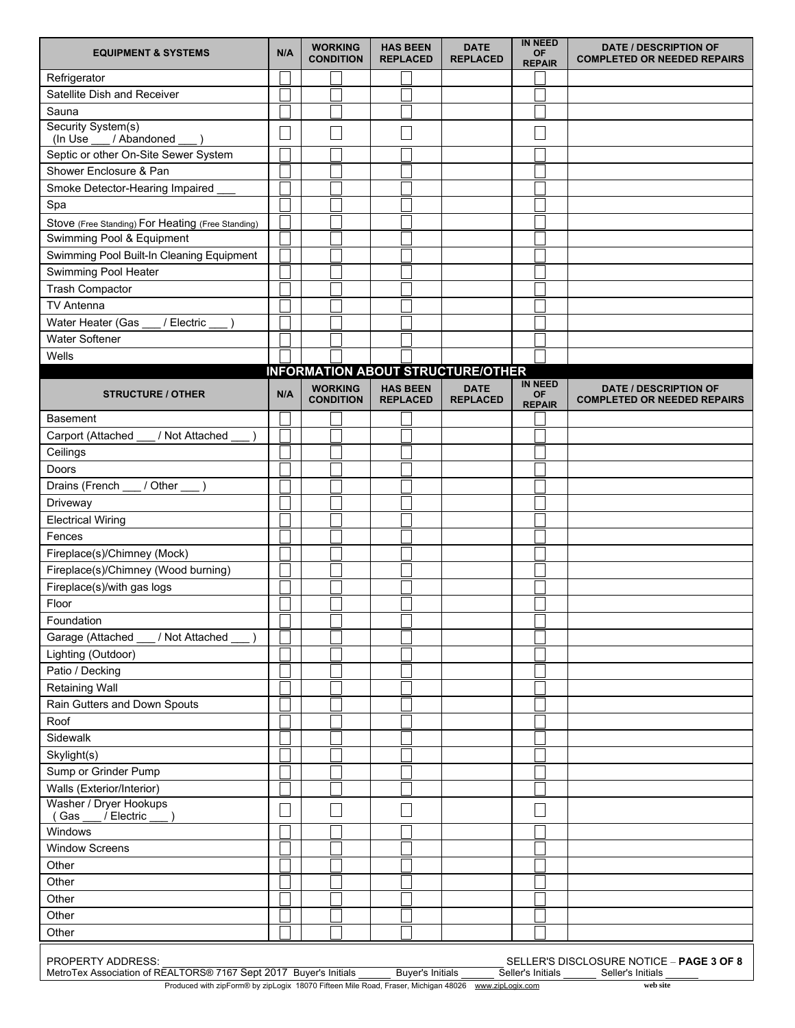| EQUIPMENT & SYSTEMS | N/A | WORKING CONDITION | HAS BEEN REPLACED | DATE REPLACED | IN NEED OF REPAIR | DATE / DESCRIPTION OF COMPLETED OR NEEDED REPAIRS |
|---|---|---|---|---|---|---|
| Refrigerator | ☐ | ☐ | ☐ | | ☐ | |
| Satellite Dish and Receiver | ☐ | ☐ | ☐ | | ☐ | |
| Sauna | ☐ | ☐ | ☐ | | ☐ | |
| Security System(s) (In Use ___ / Abandoned ___ ) | ☐ | ☐ | ☐ | | ☐ | |
| Septic or other On-Site Sewer System | ☐ | ☐ | ☐ | | ☐ | |
| Shower Enclosure & Pan | ☐ | ☐ | ☐ | | ☐ | |
| Smoke Detector-Hearing Impaired ___ | ☐ | ☐ | ☐ | | ☐ | |
| Spa | ☐ | ☐ | ☐ | | ☐ | |
| Stove (Free Standing) For Heating (Free Standing) | ☐ | ☐ | ☐ | | ☐ | |
| Swimming Pool & Equipment | ☐ | ☐ | ☐ | | ☐ | |
| Swimming Pool Built-In Cleaning Equipment | ☐ | ☐ | ☐ | | ☐ | |
| Swimming Pool Heater | ☐ | ☐ | ☐ | | ☐ | |
| Trash Compactor | ☐ | ☐ | ☐ | | ☐ | |
| TV Antenna | ☐ | ☐ | ☐ | | ☐ | |
| Water Heater (Gas ___ / Electric ___ ) | ☐ | ☐ | ☐ | | ☐ | |
| Water Softener | ☐ | ☐ | ☐ | | ☐ | |
| Wells | ☐ | ☐ | ☐ | | ☐ | |

## INFORMATION ABOUT STRUCTURE/OTHER

| STRUCTURE / OTHER | N/A | WORKING CONDITION | HAS BEEN REPLACED | DATE REPLACED | IN NEED OF REPAIR | DATE / DESCRIPTION OF COMPLETED OR NEEDED REPAIRS |
|---|---|---|---|---|---|---|
| Basement | ☐ | ☐ | ☐ | | ☐ | |
| Carport (Attached ___ / Not Attached ___ ) | ☐ | ☐ | ☐ | | ☐ | |
| Ceilings | ☐ | ☐ | ☐ | | ☐ | |
| Doors | ☐ | ☐ | ☐ | | ☐ | |
| Drains (French ___ / Other ___ ) | ☐ | ☐ | ☐ | | ☐ | |
| Driveway | ☐ | ☐ | ☐ | | ☐ | |
| Electrical Wiring | ☐ | ☐ | ☐ | | ☐ | |
| Fences | ☐ | ☐ | ☐ | | ☐ | |
| Fireplace(s)/Chimney (Mock) | ☐ | ☐ | ☐ | | ☐ | |
| Fireplace(s)/Chimney (Wood burning) | ☐ | ☐ | ☐ | | ☐ | |
| Fireplace(s)/with gas logs | ☐ | ☐ | ☐ | | ☐ | |
| Floor | ☐ | ☐ | ☐ | | ☐ | |
| Foundation | ☐ | ☐ | ☐ | | ☐ | |
| Garage (Attached ___ / Not Attached ___ ) | ☐ | ☐ | ☐ | | ☐ | |
| Lighting (Outdoor) | ☐ | ☐ | ☐ | | ☐ | |
| Patio / Decking | ☐ | ☐ | ☐ | | ☐ | |
| Retaining Wall | ☐ | ☐ | ☐ | | ☐ | |
| Rain Gutters and Down Spouts | ☐ | ☐ | ☐ | | ☐ | |
| Roof | ☐ | ☐ | ☐ | | ☐ | |
| Sidewalk | ☐ | ☐ | ☐ | | ☐ | |
| Skylight(s) | ☐ | ☐ | ☐ | | ☐ | |
| Sump or Grinder Pump | ☐ | ☐ | ☐ | | ☐ | |
| Walls (Exterior/Interior) | ☐ | ☐ | ☐ | | ☐ | |
| Washer / Dryer Hookups ( Gas ___ / Electric ___ ) | ☐ | ☐ | ☐ | | ☐ | |
| Windows | ☐ | ☐ | ☐ | | ☐ | |
| Window Screens | ☐ | ☐ | ☐ | | ☐ | |
| Other | ☐ | ☐ | ☐ | | ☐ | |
| Other | ☐ | ☐ | ☐ | | ☐ | |
| Other | ☐ | ☐ | ☐ | | ☐ | |
| Other | ☐ | ☐ | ☐ | | ☐ | |
| Other | ☐ | ☐ | ☐ | | ☐ | |

PROPERTY ADDRESS: ______________________________

MetroTex Association of REALTORS® 7167 Sept 2017 Buyer's Initials ______ Buyer's Initials ______ Seller's Initials ______ Seller's Initials ______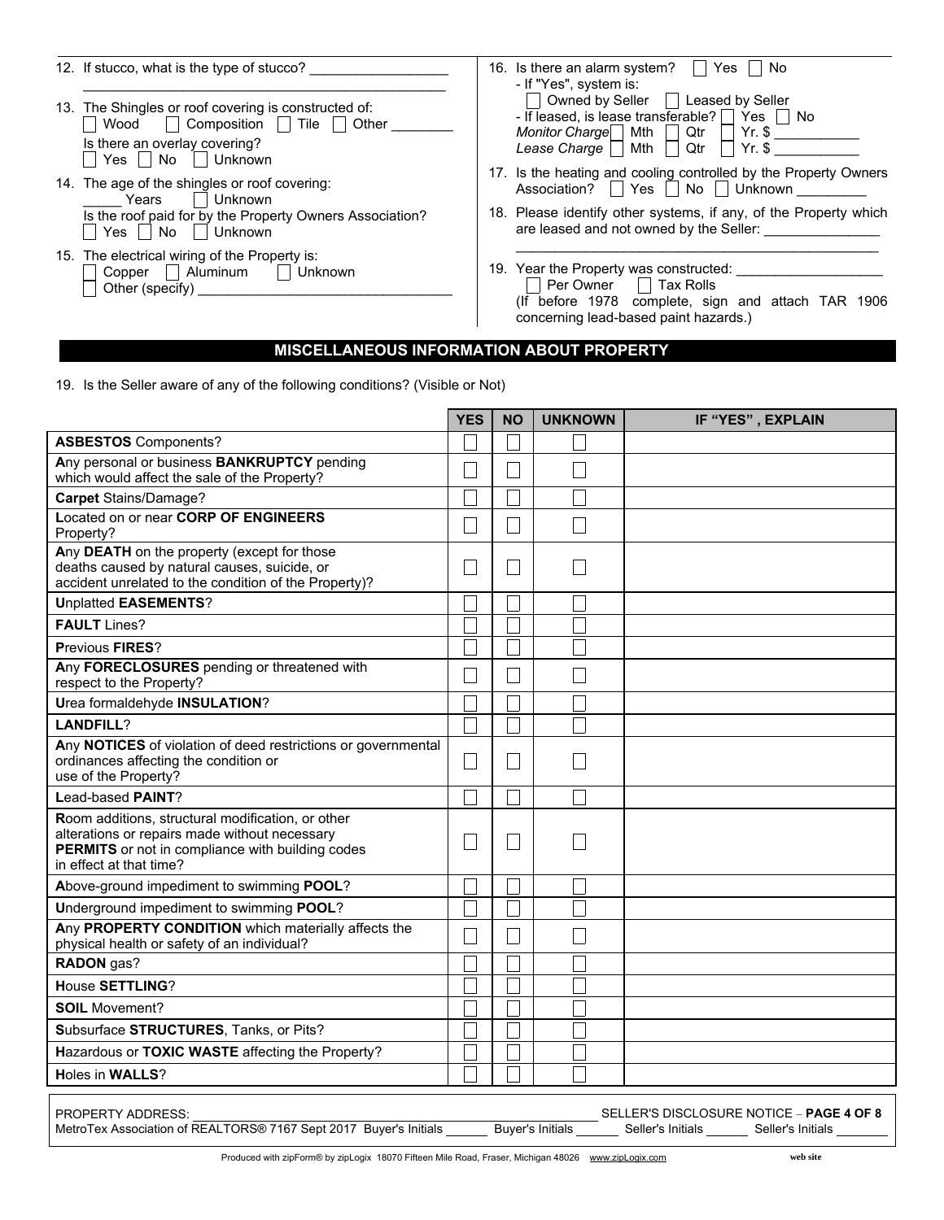12. If stucco, what is the type of stucco? ___________________
_______________________________________________

13. The Shingles or roof covering is constructed of:
☐ Wood ☐ Composition ☐ Tile ☐ Other ________
Is there an overlay covering?
☐ Yes ☐ No ☐ Unknown

14. The age of the shingles or roof covering:
_____ Years ☐ Unknown
Is the roof paid for by the Property Owners Association?
☐ Yes ☐ No ☐ Unknown

15. The electrical wiring of the Property is:
☐ Copper ☐ Aluminum ☐ Unknown
☐ Other (specify) ________________________________

16. Is there an alarm system? ☐ Yes ☐ No
- If "Yes", system is:
☐ Owned by Seller ☐ Leased by Seller
- If leased, is lease transferable? ☐ Yes ☐ No
*Monitor Charge* ☐ Mth ☐ Qtr ☐ Yr. $ ___________
*Lease Charge* ☐ Mth ☐ Qtr ☐ Yr. $ ___________

17. Is the heating and cooling controlled by the Property Owners Association? ☐ Yes ☐ No ☐ Unknown _________

18. Please identify other systems, if any, of the Property which are leased and not owned by the Seller: _______________
_______________________________________________

19. Year the Property was constructed: ___________________
☐ Per Owner ☐ Tax Rolls
(If before 1978 complete, sign and attach TAR 1906 concerning lead-based paint hazards.)

## MISCELLANEOUS INFORMATION ABOUT PROPERTY

19. Is the Seller aware of any of the following conditions? (Visible or Not)

| | YES | NO | UNKNOWN | IF "YES", EXPLAIN |
|---|---|---|---|---|
| **ASBESTOS** Components? | ☐ | ☐ | ☐ | |
| Any personal or business **BANKRUPTCY** pending which would affect the sale of the Property? | ☐ | ☐ | ☐ | |
| **Carpet** Stains/Damage? | ☐ | ☐ | ☐ | |
| Located on or near **CORP OF ENGINEERS** Property? | ☐ | ☐ | ☐ | |
| Any **DEATH** on the property (except for those deaths caused by natural causes, suicide, or accident unrelated to the condition of the Property)? | ☐ | ☐ | ☐ | |
| Unplatted **EASEMENTS**? | ☐ | ☐ | ☐ | |
| **FAULT** Lines? | ☐ | ☐ | ☐ | |
| Previous **FIRES**? | ☐ | ☐ | ☐ | |
| Any **FORECLOSURES** pending or threatened with respect to the Property? | ☐ | ☐ | ☐ | |
| Urea formaldehyde **INSULATION**? | ☐ | ☐ | ☐ | |
| **LANDFILL**? | ☐ | ☐ | ☐ | |
| Any **NOTICES** of violation of deed restrictions or governmental ordinances affecting the condition or use of the Property? | ☐ | ☐ | ☐ | |
| Lead-based **PAINT**? | ☐ | ☐ | ☐ | |
| Room additions, structural modification, or other alterations or repairs made without necessary **PERMITS** or not in compliance with building codes in effect at that time? | ☐ | ☐ | ☐ | |
| Above-ground impediment to swimming **POOL**? | ☐ | ☐ | ☐ | |
| Underground impediment to swimming **POOL**? | ☐ | ☐ | ☐ | |
| Any **PROPERTY CONDITION** which materially affects the physical health or safety of an individual? | ☐ | ☐ | ☐ | |
| **RADON** gas? | ☐ | ☐ | ☐ | |
| House **SETTLING**? | ☐ | ☐ | ☐ | |
| **SOIL** Movement? | ☐ | ☐ | ☐ | |
| Subsurface **STRUCTURES**, Tanks, or Pits? | ☐ | ☐ | ☐ | |
| Hazardous or **TOXIC WASTE** affecting the Property? | ☐ | ☐ | ☐ | |
| Holes in **WALLS**? | ☐ | ☐ | ☐ | |

PROPERTY ADDRESS: _______________________________ SELLER'S DISCLOSURE NOTICE – **PAGE 4 OF 8**
MetroTex Association of REALTORS® 7167 Sept 2017 Buyer's Initials ______ Buyer's Initials ______ Seller's Initials ______ Seller's Initials ______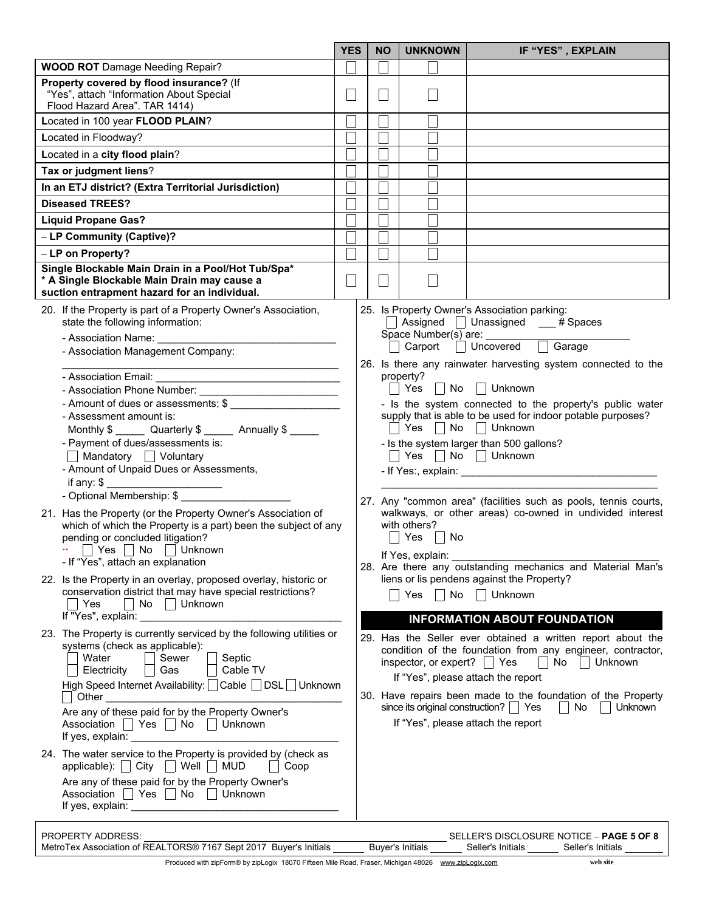| | YES | NO | UNKNOWN | IF "YES", EXPLAIN |
|---|---|---|---|---|
| **WOOD ROT** Damage Needing Repair? | ☐ | ☐ | ☐ | |
| **Property covered by flood insurance?** (If "Yes", attach "Information About Special Flood Hazard Area". TAR 1414) | ☐ | ☐ | ☐ | |
| Located in 100 year **FLOOD PLAIN**? | ☐ | ☐ | ☐ | |
| Located in Floodway? | ☐ | ☐ | ☐ | |
| Located in a **city flood plain**? | ☐ | ☐ | ☐ | |
| **Tax or judgment liens**? | ☐ | ☐ | ☐ | |
| **In an ETJ district? (Extra Territorial Jurisdiction)** | ☐ | ☐ | ☐ | |
| **Diseased TREES?** | ☐ | ☐ | ☐ | |
| **Liquid Propane Gas?** | ☐ | ☐ | ☐ | |
| – **LP Community (Captive)?** | ☐ | ☐ | ☐ | |
| – **LP on Property?** | ☐ | ☐ | ☐ | |
| **Single Blockable Main Drain in a Pool/Hot Tub/Spa\* \* A Single Blockable Main Drain may cause a suction entrapment hazard for an individual.** | ☐ | ☐ | ☐ | |

20. If the Property is part of a Property Owner's Association, state the following information:
    - Association Name: ______________________________
    - Association Management Company: ______________________________
    - Association Email: ______________________________
    - Association Phone Number: ______________________________
    - Amount of dues or assessments; $ ___________________
    - Assessment amount is:
      Monthly $ _____ Quarterly $ _____ Annually $ _____
    - Payment of dues/assessments is:
      ☐ Mandatory ☐ Voluntary
    - Amount of Unpaid Dues or Assessments, if any: $ ___________________
    - Optional Membership: $ ___________________

21. Has the Property (or the Property Owner's Association of which of which the Property is a part) been the subject of any pending or concluded litigation?
    ☐ Yes ☐ No ☐ Unknown
    - If "Yes", attach an explanation

22. Is the Property in an overlay, proposed overlay, historic or conservation district that may have special restrictions?
    ☐ Yes ☐ No ☐ Unknown
    If "Yes", explain: ______________________________

23. The Property is currently serviced by the following utilities or systems (check as applicable):
    ☐ Water ☐ Sewer ☐ Septic
    ☐ Electricity ☐ Gas ☐ Cable TV
    High Speed Internet Availability: ☐ Cable ☐ DSL ☐ Unknown
    ☐ Other ______________________________
    Are any of these paid for by the Property Owner's Association ☐ Yes ☐ No ☐ Unknown
    If yes, explain: ______________________________

24. The water service to the Property is provided by (check as applicable): ☐ City ☐ Well ☐ MUD ☐ Coop
    Are any of these paid for by the Property Owner's Association ☐ Yes ☐ No ☐ Unknown
    If yes, explain: ______________________________

25. Is Property Owner's Association parking:
    ☐ Assigned ☐ Unassigned ___ # Spaces
    Space Number(s) are: ______________________________
    ☐ Carport ☐ Uncovered ☐ Garage

26. Is there any rainwater harvesting system connected to the property?
    ☐ Yes ☐ No ☐ Unknown
    - Is the system connected to the property's public water supply that is able to be used for indoor potable purposes?
    ☐ Yes ☐ No ☐ Unknown
    - Is the system larger than 500 gallons?
    ☐ Yes ☐ No ☐ Unknown
    - If Yes:, explain: ______________________________

27. Any "common area" (facilities such as pools, tennis courts, walkways, or other areas) co-owned in undivided interest with others?
    ☐ Yes ☐ No
    If Yes, explain: ______________________________

28. Are there any outstanding mechanics and Material Man's liens or lis pendens against the Property?
    ☐ Yes ☐ No ☐ Unknown

## INFORMATION ABOUT FOUNDATION

29. Has the Seller ever obtained a written report about the condition of the foundation from any engineer, contractor, inspector, or expert? ☐ Yes ☐ No ☐ Unknown
    If "Yes", please attach the report

30. Have repairs been made to the foundation of the Property since its original construction? ☐ Yes ☐ No ☐ Unknown
    If "Yes", please attach the report

PROPERTY ADDRESS: ______________________________ SELLER'S DISCLOSURE NOTICE – **PAGE 5 OF 8**
MetroTex Association of REALTORS® 7167 Sept 2017 Buyer's Initials ______ Buyer's Initials ______ Seller's Initials ______ Seller's Initials ______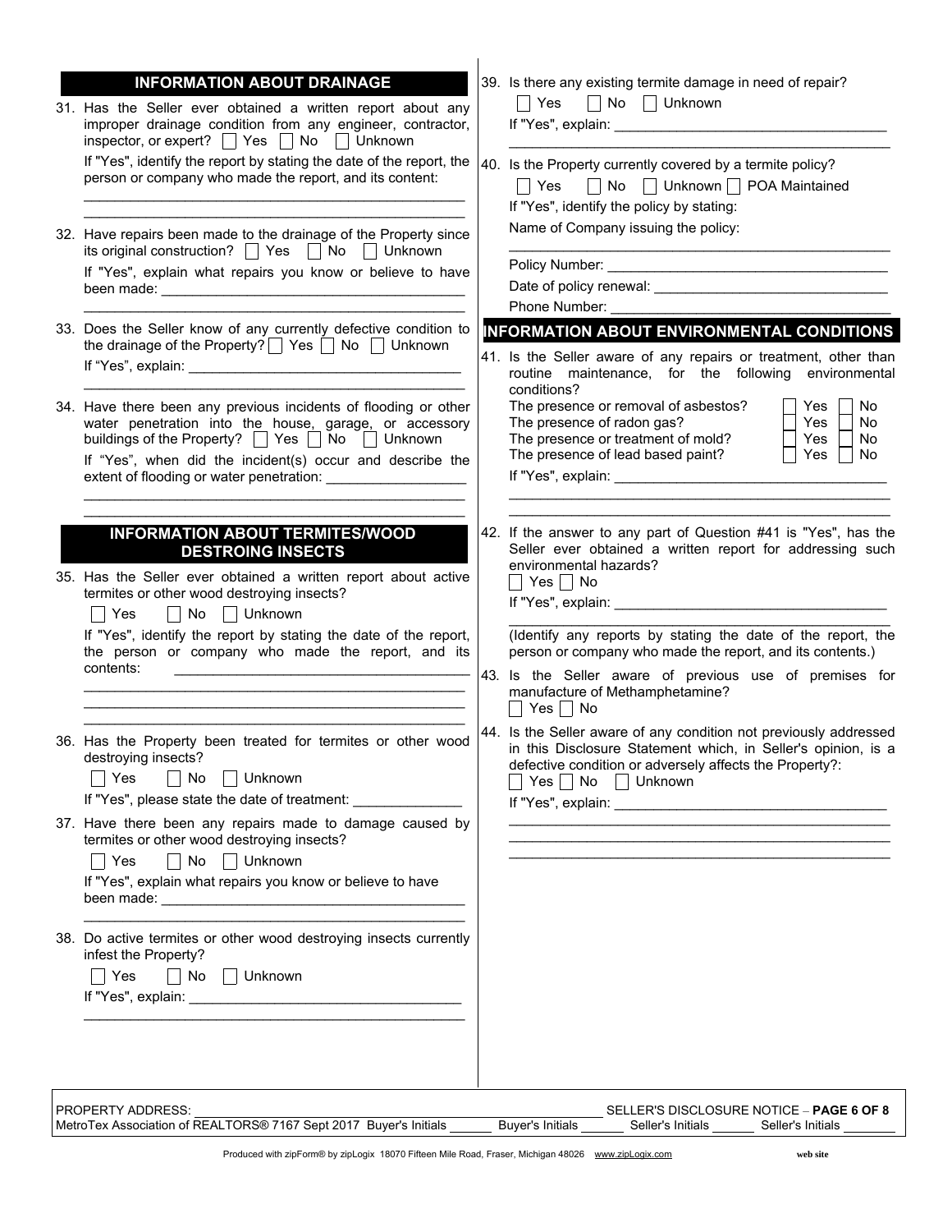## INFORMATION ABOUT DRAINAGE

31. Has the Seller ever obtained a written report about any improper drainage condition from any engineer, contractor, inspector, or expert? ☐ Yes ☐ No ☐ Unknown

    If "Yes", identify the report by stating the date of the report, the person or company who made the report, and its content: \_\_\_\_\_\_\_\_\_\_\_\_\_\_\_\_\_\_\_\_\_\_\_\_\_\_\_\_\_\_\_\_\_\_\_\_\_\_\_\_

32. Have repairs been made to the drainage of the Property since its original construction? ☐ Yes ☐ No ☐ Unknown

    If "Yes", explain what repairs you know or believe to have been made: \_\_\_\_\_\_\_\_\_\_\_\_\_\_\_\_\_\_\_\_\_\_\_\_\_\_\_\_\_\_\_\_\_\_\_\_\_\_\_\_

33. Does the Seller know of any currently defective condition to the drainage of the Property? ☐ Yes ☐ No ☐ Unknown

    If "Yes", explain: \_\_\_\_\_\_\_\_\_\_\_\_\_\_\_\_\_\_\_\_\_\_\_\_\_\_\_\_\_\_\_\_\_\_\_\_\_\_\_\_

34. Have there been any previous incidents of flooding or other water penetration into the house, garage, or accessory buildings of the Property? ☐ Yes ☐ No ☐ Unknown

    If "Yes", when did the incident(s) occur and describe the extent of flooding or water penetration: \_\_\_\_\_\_\_\_\_\_\_\_\_\_\_\_\_\_\_\_\_\_\_\_\_\_\_\_\_\_\_\_\_\_\_\_\_\_\_\_

## INFORMATION ABOUT TERMITES/WOOD DESTROING INSECTS

35. Has the Seller ever obtained a written report about active termites or other wood destroying insects?

    ☐ Yes ☐ No ☐ Unknown

    If "Yes", identify the report by stating the date of the report, the person or company who made the report, and its contents: \_\_\_\_\_\_\_\_\_\_\_\_\_\_\_\_\_\_\_\_\_\_\_\_\_\_\_\_\_\_\_\_\_\_\_\_\_\_\_\_

36. Has the Property been treated for termites or other wood destroying insects?

    ☐ Yes ☐ No ☐ Unknown

    If "Yes", please state the date of treatment: \_\_\_\_\_\_\_\_\_\_\_\_\_\_

37. Have there been any repairs made to damage caused by termites or other wood destroying insects?

    ☐ Yes ☐ No ☐ Unknown

    If "Yes", explain what repairs you know or believe to have been made: \_\_\_\_\_\_\_\_\_\_\_\_\_\_\_\_\_\_\_\_\_\_\_\_\_\_\_\_\_\_\_\_\_\_\_\_\_\_\_\_

38. Do active termites or other wood destroying insects currently infest the Property?

    ☐ Yes ☐ No ☐ Unknown

    If "Yes", explain: \_\_\_\_\_\_\_\_\_\_\_\_\_\_\_\_\_\_\_\_\_\_\_\_\_\_\_\_\_\_\_\_\_\_\_\_\_\_\_\_

39. Is there any existing termite damage in need of repair?

    ☐ Yes ☐ No ☐ Unknown

    If "Yes", explain: \_\_\_\_\_\_\_\_\_\_\_\_\_\_\_\_\_\_\_\_\_\_\_\_\_\_\_\_\_\_\_\_\_\_\_\_\_\_\_\_

40. Is the Property currently covered by a termite policy?

    ☐ Yes ☐ No ☐ Unknown ☐ POA Maintained

    If "Yes", identify the policy by stating:

    Name of Company issuing the policy: \_\_\_\_\_\_\_\_\_\_\_\_\_\_\_\_\_\_\_\_\_\_\_\_\_\_\_\_\_\_\_\_\_\_\_\_\_\_\_\_

    Policy Number: \_\_\_\_\_\_\_\_\_\_\_\_\_\_\_\_\_\_\_\_\_\_\_\_\_\_\_\_\_\_\_\_\_\_\_\_

    Date of policy renewal: \_\_\_\_\_\_\_\_\_\_\_\_\_\_\_\_\_\_\_\_\_\_\_\_\_\_\_\_\_\_

    Phone Number: \_\_\_\_\_\_\_\_\_\_\_\_\_\_\_\_\_\_\_\_\_\_\_\_\_\_\_\_\_\_\_\_\_\_\_\_

## INFORMATION ABOUT ENVIRONMENTAL CONDITIONS

41. Is the Seller aware of any repairs or treatment, other than routine maintenance, for the following environmental conditions?

    The presence or removal of asbestos? ☐ Yes ☐ No

    The presence of radon gas? ☐ Yes ☐ No

    The presence or treatment of mold? ☐ Yes ☐ No

    The presence of lead based paint? ☐ Yes ☐ No

    If "Yes", explain: \_\_\_\_\_\_\_\_\_\_\_\_\_\_\_\_\_\_\_\_\_\_\_\_\_\_\_\_\_\_\_\_\_\_\_\_\_\_\_\_

42. If the answer to any part of Question #41 is "Yes", has the Seller ever obtained a written report for addressing such environmental hazards?

    ☐ Yes ☐ No

    If "Yes", explain: \_\_\_\_\_\_\_\_\_\_\_\_\_\_\_\_\_\_\_\_\_\_\_\_\_\_\_\_\_\_\_\_\_\_\_\_\_\_\_\_

    (Identify any reports by stating the date of the report, the person or company who made the report, and its contents.)

43. Is the Seller aware of previous use of premises for manufacture of Methamphetamine?

    ☐ Yes ☐ No

44. Is the Seller aware of any condition not previously addressed in this Disclosure Statement which, in Seller's opinion, is a defective condition or adversely affects the Property?:

    ☐ Yes ☐ No ☐ Unknown

    If "Yes", explain: \_\_\_\_\_\_\_\_\_\_\_\_\_\_\_\_\_\_\_\_\_\_\_\_\_\_\_\_\_\_\_\_\_\_\_\_\_\_\_\_

PROPERTY ADDRESS: \_\_\_\_\_\_\_\_\_\_\_\_\_\_\_\_\_\_\_\_\_\_\_\_\_\_\_\_\_\_\_\_\_\_\_\_\_\_\_\_ SELLER'S DISCLOSURE NOTICE – **PAGE 6 OF 8**

MetroTex Association of REALTORS® 7167 Sept 2017 Buyer's Initials \_\_\_\_\_\_ Buyer's Initials \_\_\_\_\_\_ Seller's Initials \_\_\_\_\_\_ Seller's Initials \_\_\_\_\_\_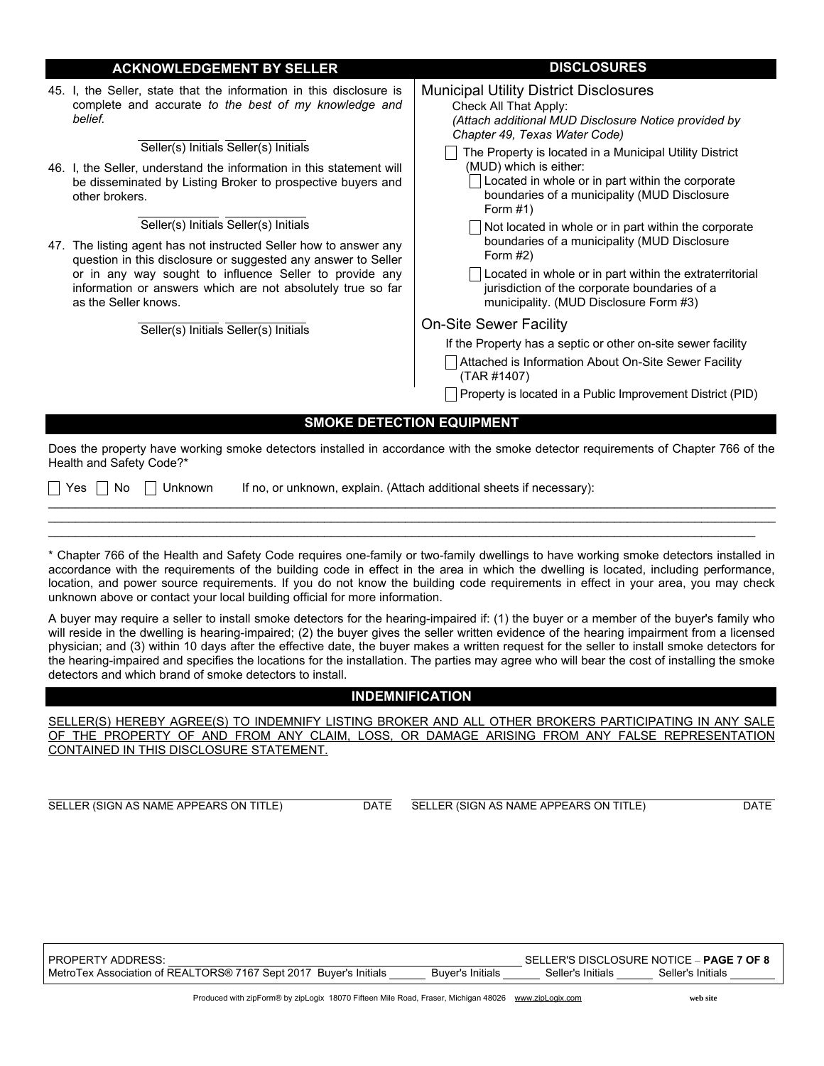## ACKNOWLEDGEMENT BY SELLER

45. I, the Seller, state that the information in this disclosure is complete and accurate *to the best of my knowledge and belief.*

    ____________ ____________
    Seller(s) Initials Seller(s) Initials

46. I, the Seller, understand the information in this statement will be disseminated by Listing Broker to prospective buyers and other brokers.

    ____________ ____________
    Seller(s) Initials Seller(s) Initials

47. The listing agent has not instructed Seller how to answer any question in this disclosure or suggested any answer to Seller or in any way sought to influence Seller to provide any information or answers which are not absolutely true so far as the Seller knows.

    ____________ ____________
    Seller(s) Initials Seller(s) Initials

## DISCLOSURES

### Municipal Utility District Disclosures

Check All That Apply:
*(Attach additional MUD Disclosure Notice provided by Chapter 49, Texas Water Code)*

☐ The Property is located in a Municipal Utility District (MUD) which is either:
- ☐ Located in whole or in part within the corporate boundaries of a municipality (MUD Disclosure Form #1)
- ☐ Not located in whole or in part within the corporate boundaries of a municipality (MUD Disclosure Form #2)
- ☐ Located in whole or in part within the extraterritorial jurisdiction of the corporate boundaries of a municipality. (MUD Disclosure Form #3)

### On-Site Sewer Facility

If the Property has a septic or other on-site sewer facility

☐ Attached is Information About On-Site Sewer Facility (TAR #1407)

☐ Property is located in a Public Improvement District (PID)

## SMOKE DETECTION EQUIPMENT

Does the property have working smoke detectors installed in accordance with the smoke detector requirements of Chapter 766 of the Health and Safety Code?*

☐ Yes ☐ No ☐ Unknown    If no, or unknown, explain. (Attach additional sheets if necessary):

______________________________________________________________________________

______________________________________________________________________________

______________________________________________________________________________

\* Chapter 766 of the Health and Safety Code requires one-family or two-family dwellings to have working smoke detectors installed in accordance with the requirements of the building code in effect in the area in which the dwelling is located, including performance, location, and power source requirements. If you do not know the building code requirements in effect in your area, you may check unknown above or contact your local building official for more information.

A buyer may require a seller to install smoke detectors for the hearing-impaired if: (1) the buyer or a member of the buyer's family who will reside in the dwelling is hearing-impaired; (2) the buyer gives the seller written evidence of the hearing impairment from a licensed physician; and (3) within 10 days after the effective date, the buyer makes a written request for the seller to install smoke detectors for the hearing-impaired and specifies the locations for the installation. The parties may agree who will bear the cost of installing the smoke detectors and which brand of smoke detectors to install.

## INDEMNIFICATION

SELLER(S) HEREBY AGREE(S) TO INDEMNIFY LISTING BROKER AND ALL OTHER BROKERS PARTICIPATING IN ANY SALE OF THE PROPERTY OF AND FROM ANY CLAIM, LOSS, OR DAMAGE ARISING FROM ANY FALSE REPRESENTATION CONTAINED IN THIS DISCLOSURE STATEMENT.

| ______________________________ | ________ | ______________________________ | ________ |
|---|---|---|---|
| SELLER (SIGN AS NAME APPEARS ON TITLE) | DATE | SELLER (SIGN AS NAME APPEARS ON TITLE) | DATE |

PROPERTY ADDRESS: ______________________________ SELLER'S DISCLOSURE NOTICE

MetroTex Association of REALTORS® 7167 Sept 2017 Buyer's Initials ______ Buyer's Initials ______ Seller's Initials ______ Seller's Initials ______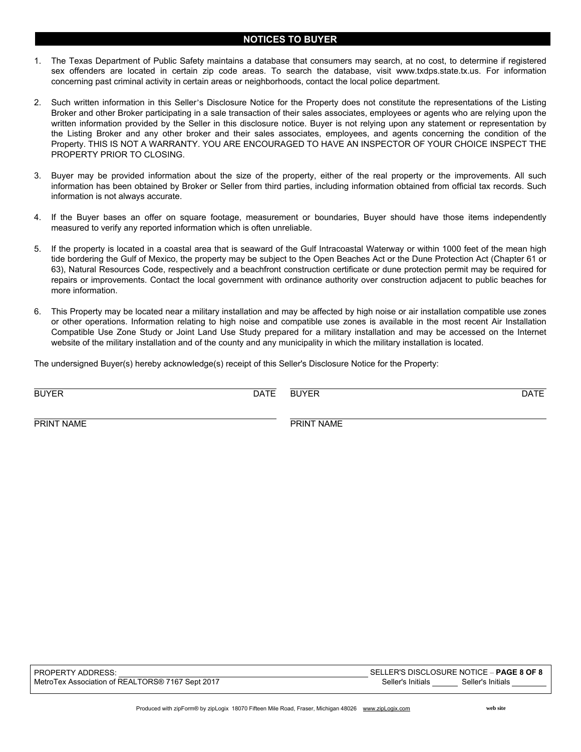## NOTICES TO BUYER

1. The Texas Department of Public Safety maintains a database that consumers may search, at no cost, to determine if registered sex offenders are located in certain zip code areas. To search the database, visit www.txdps.state.tx.us. For information concerning past criminal activity in certain areas or neighborhoods, contact the local police department.

2. Such written information in this Seller's Disclosure Notice for the Property does not constitute the representations of the Listing Broker and other Broker participating in a sale transaction of their sales associates, employees or agents who are relying upon the written information provided by the Seller in this disclosure notice. Buyer is not relying upon any statement or representation by the Listing Broker and any other broker and their sales associates, employees, and agents concerning the condition of the Property. THIS IS NOT A WARRANTY. YOU ARE ENCOURAGED TO HAVE AN INSPECTOR OF YOUR CHOICE INSPECT THE PROPERTY PRIOR TO CLOSING.

3. Buyer may be provided information about the size of the property, either of the real property or the improvements. All such information has been obtained by Broker or Seller from third parties, including information obtained from official tax records. Such information is not always accurate.

4. If the Buyer bases an offer on square footage, measurement or boundaries, Buyer should have those items independently measured to verify any reported information which is often unreliable.

5. If the property is located in a coastal area that is seaward of the Gulf Intracoastal Waterway or within 1000 feet of the mean high tide bordering the Gulf of Mexico, the property may be subject to the Open Beaches Act or the Dune Protection Act (Chapter 61 or 63), Natural Resources Code, respectively and a beachfront construction certificate or dune protection permit may be required for repairs or improvements. Contact the local government with ordinance authority over construction adjacent to public beaches for more information.

6. This Property may be located near a military installation and may be affected by high noise or air installation compatible use zones or other operations. Information relating to high noise and compatible use zones is available in the most recent Air Installation Compatible Use Zone Study or Joint Land Use Study prepared for a military installation and may be accessed on the Internet website of the military installation and of the county and any municipality in which the military installation is located.

The undersigned Buyer(s) hereby acknowledge(s) receipt of this Seller's Disclosure Notice for the Property:

BUYER ____________________ DATE

BUYER ____________________ DATE

PRINT NAME ____________________

PRINT NAME ____________________

PROPERTY ADDRESS: ____________________

MetroTex Association of REALTORS® 7167 Sept 2017

SELLER'S DISCLOSURE NOTICE – **PAGE 8 OF 8**

Seller's Initials ______ Seller's Initials ______

Produced with zipForm® by zipLogix 18070 Fifteen Mile Road, Fraser, Michigan 48026 www.zipLogix.com web site